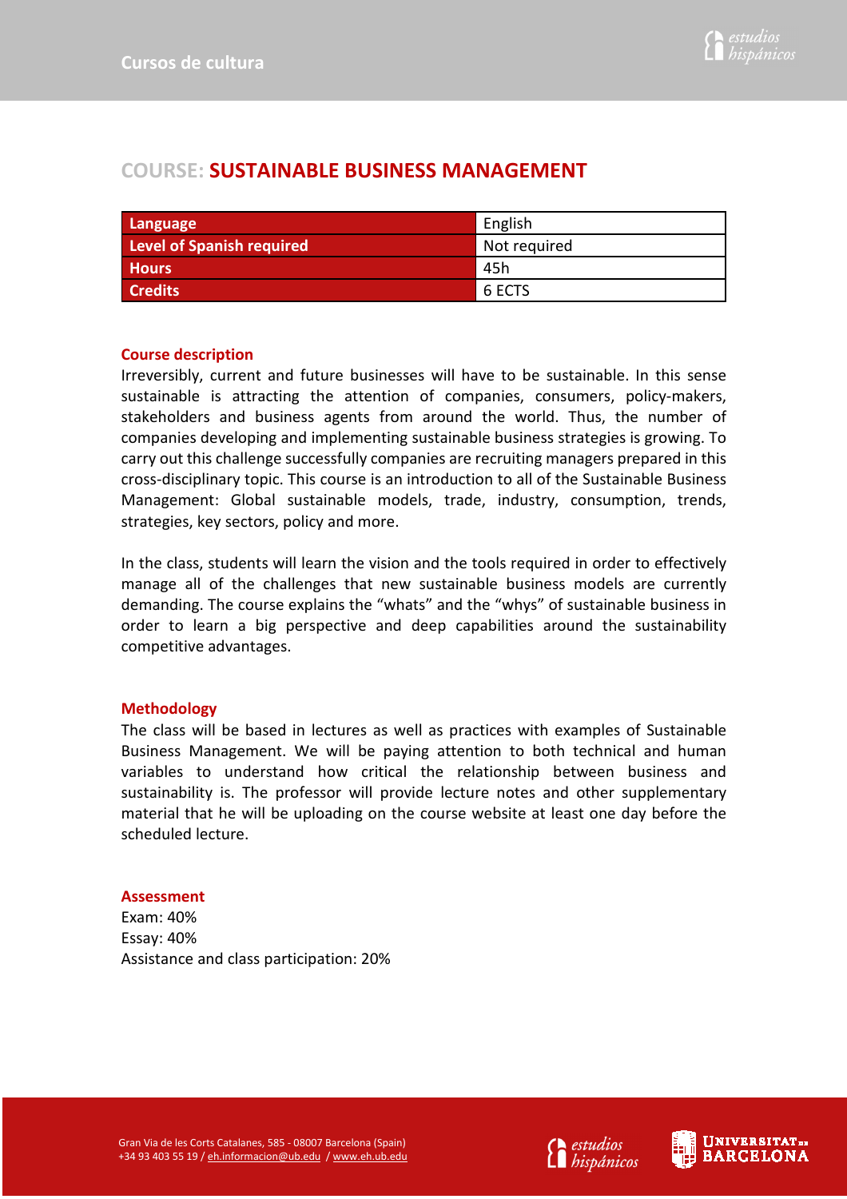# COURSE: SUSTAINABLE BUSINESS MANAGEMENT

| | |
|---|---|
| **Language** | English |
| **Level of Spanish required** | Not required |
| **Hours** | 45h |
| **Credits** | 6 ECTS |

## Course description

Irreversibly, current and future businesses will have to be sustainable. In this sense sustainable is attracting the attention of companies, consumers, policy-makers, stakeholders and business agents from around the world. Thus, the number of companies developing and implementing sustainable business strategies is growing. To carry out this challenge successfully companies are recruiting managers prepared in this cross-disciplinary topic. This course is an introduction to all of the Sustainable Business Management: Global sustainable models, trade, industry, consumption, trends, strategies, key sectors, policy and more.

In the class, students will learn the vision and the tools required in order to effectively manage all of the challenges that new sustainable business models are currently demanding. The course explains the "whats" and the "whys" of sustainable business in order to learn a big perspective and deep capabilities around the sustainability competitive advantages.

## Methodology

The class will be based in lectures as well as practices with examples of Sustainable Business Management. We will be paying attention to both technical and human variables to understand how critical the relationship between business and sustainability is. The professor will provide lecture notes and other supplementary material that he will be uploading on the course website at least one day before the scheduled lecture.

## Assessment

Exam: 40%
Essay: 40%
Assistance and class participation: 20%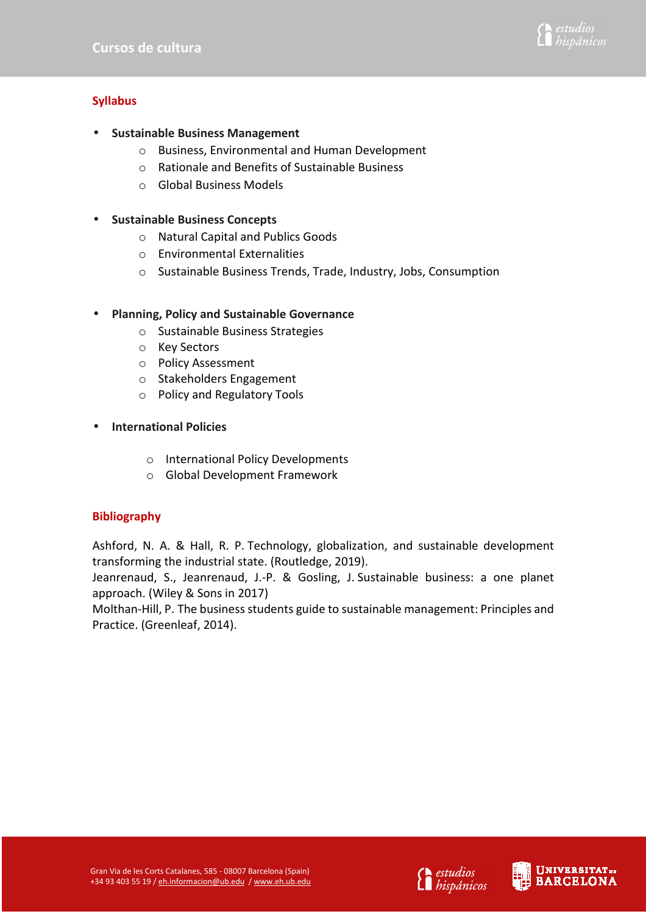## Syllabus

- **Sustainable Business Management**
  - Business, Environmental and Human Development
  - Rationale and Benefits of Sustainable Business
  - Global Business Models

- **Sustainable Business Concepts**
  - Natural Capital and Publics Goods
  - Environmental Externalities
  - Sustainable Business Trends, Trade, Industry, Jobs, Consumption

- **Planning, Policy and Sustainable Governance**
  - Sustainable Business Strategies
  - Key Sectors
  - Policy Assessment
  - Stakeholders Engagement
  - Policy and Regulatory Tools

- **International Policies**
  - International Policy Developments
  - Global Development Framework

## Bibliography

Ashford, N. A. & Hall, R. P. Technology, globalization, and sustainable development transforming the industrial state. (Routledge, 2019).
Jeanrenaud, S., Jeanrenaud, J.-P. & Gosling, J. Sustainable business: a one planet approach. (Wiley & Sons in 2017)
Molthan-Hill, P. The business students guide to sustainable management: Principles and Practice. (Greenleaf, 2014).